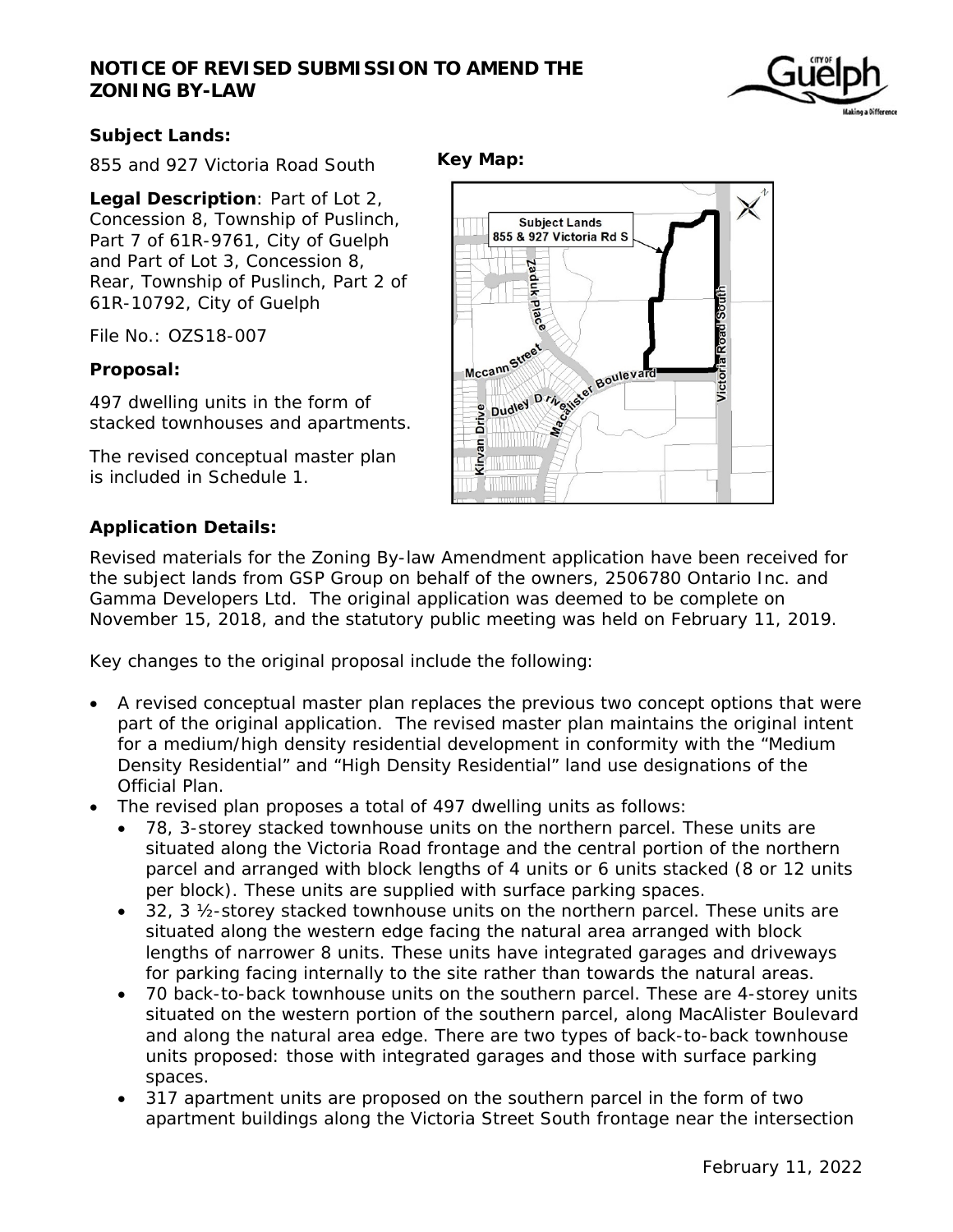# NOTICE OF REVISED SUBMISSION TO AMEND THE ZONING BY-LAW

**Subject Lands:**

855 and 927 Victoria Road South

**Legal Description**: Part of Lot 2, Concession 8, Township of Puslinch, Part 7 of 61R-9761, City of Guelph and Part of Lot 3, Concession 8, Rear, Township of Puslinch, Part 2 of 61R-10792, City of Guelph

File No.: OZS18-007

**Proposal:**

497 dwelling units in the form of stacked townhouses and apartments.

The revised conceptual master plan is included in Schedule 1.

**Key Map:**

**Application Details:**

Revised materials for the Zoning By-law Amendment application have been received for the subject lands from GSP Group on behalf of the owners, 2506780 Ontario Inc. and Gamma Developers Ltd. The original application was deemed to be complete on November 15, 2018, and the statutory public meeting was held on February 11, 2019.

Key changes to the original proposal include the following:

- A revised conceptual master plan replaces the previous two concept options that were part of the original application. The revised master plan maintains the original intent for a medium/high density residential development in conformity with the "Medium Density Residential" and "High Density Residential" land use designations of the Official Plan.
- The revised plan proposes a total of 497 dwelling units as follows:
  - 78, 3-storey stacked townhouse units on the northern parcel. These units are situated along the Victoria Road frontage and the central portion of the northern parcel and arranged with block lengths of 4 units or 6 units stacked (8 or 12 units per block). These units are supplied with surface parking spaces.
  - 32, 3 ½-storey stacked townhouse units on the northern parcel. These units are situated along the western edge facing the natural area arranged with block lengths of narrower 8 units. These units have integrated garages and driveways for parking facing internally to the site rather than towards the natural areas.
  - 70 back-to-back townhouse units on the southern parcel. These are 4-storey units situated on the western portion of the southern parcel, along MacAlister Boulevard and along the natural area edge. There are two types of back-to-back townhouse units proposed: those with integrated garages and those with surface parking spaces.
  - 317 apartment units are proposed on the southern parcel in the form of two apartment buildings along the Victoria Street South frontage near the intersection

February 11, 2022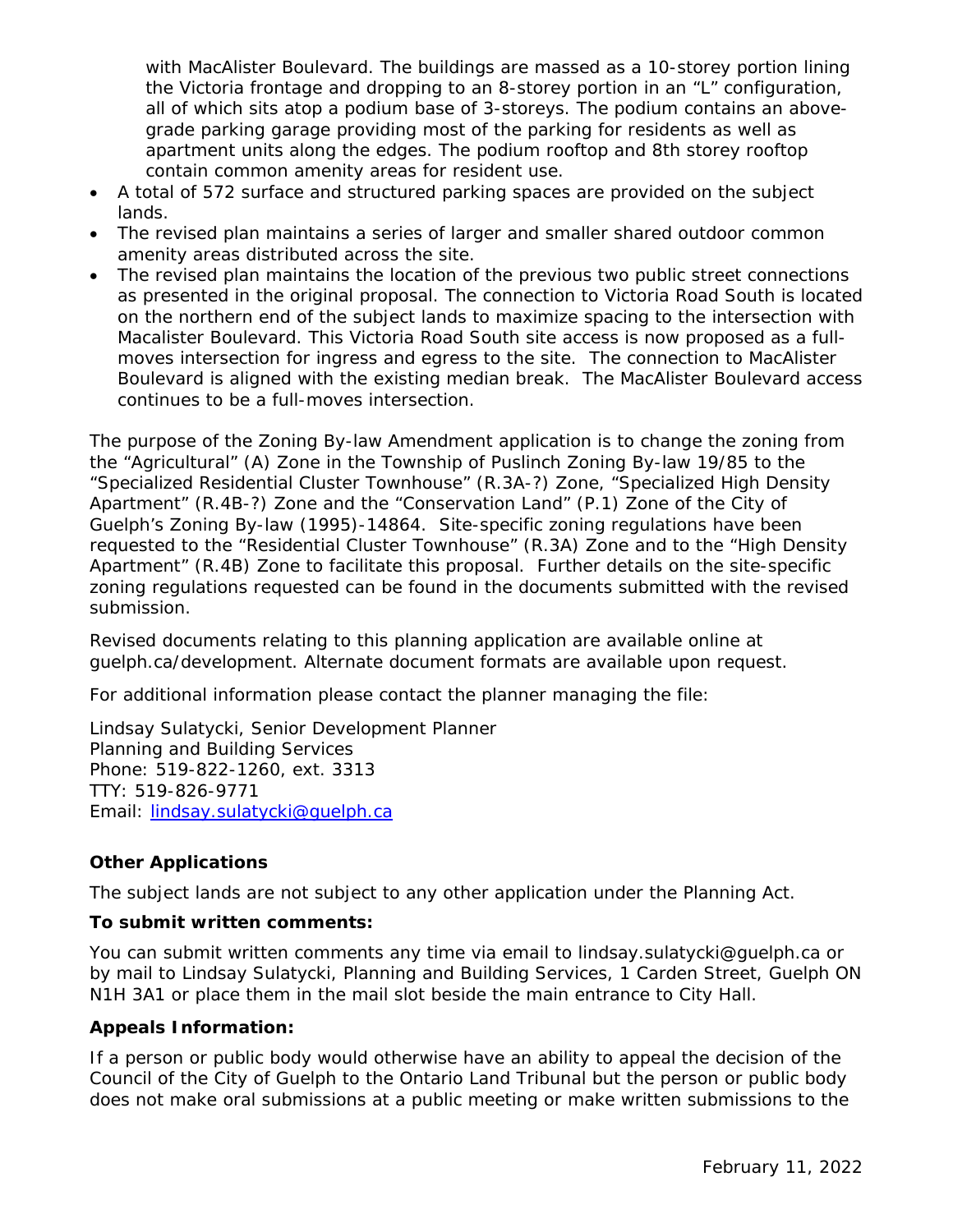with MacAlister Boulevard. The buildings are massed as a 10-storey portion lining the Victoria frontage and dropping to an 8-storey portion in an "L" configuration, all of which sits atop a podium base of 3-storeys. The podium contains an above-grade parking garage providing most of the parking for residents as well as apartment units along the edges. The podium rooftop and 8th storey rooftop contain common amenity areas for resident use.

- A total of 572 surface and structured parking spaces are provided on the subject lands.
- The revised plan maintains a series of larger and smaller shared outdoor common amenity areas distributed across the site.
- The revised plan maintains the location of the previous two public street connections as presented in the original proposal. The connection to Victoria Road South is located on the northern end of the subject lands to maximize spacing to the intersection with Macalister Boulevard. This Victoria Road South site access is now proposed as a full-moves intersection for ingress and egress to the site. The connection to MacAlister Boulevard is aligned with the existing median break. The MacAlister Boulevard access continues to be a full-moves intersection.

The purpose of the Zoning By-law Amendment application is to change the zoning from the "Agricultural" (A) Zone in the Township of Puslinch Zoning By-law 19/85 to the "Specialized Residential Cluster Townhouse" (R.3A-?) Zone, "Specialized High Density Apartment" (R.4B-?) Zone and the "Conservation Land" (P.1) Zone of the City of Guelph's Zoning By-law (1995)-14864. Site-specific zoning regulations have been requested to the "Residential Cluster Townhouse" (R.3A) Zone and to the "High Density Apartment" (R.4B) Zone to facilitate this proposal. Further details on the site-specific zoning regulations requested can be found in the documents submitted with the revised submission.

Revised documents relating to this planning application are available online at guelph.ca/development. Alternate document formats are available upon request.

For additional information please contact the planner managing the file:

Lindsay Sulatycki, Senior Development Planner
Planning and Building Services
Phone: 519-822-1260, ext. 3313
TTY: 519-826-9771
Email: [lindsay.sulatycki@guelph.ca](mailto:lindsay.sulatycki@guelph.ca)

**Other Applications**

The subject lands are not subject to any other application under the Planning Act.

**To submit written comments:**

You can submit written comments any time via email to lindsay.sulatycki@guelph.ca or by mail to Lindsay Sulatycki, Planning and Building Services, 1 Carden Street, Guelph ON N1H 3A1 or place them in the mail slot beside the main entrance to City Hall.

**Appeals Information:**

If a person or public body would otherwise have an ability to appeal the decision of the Council of the City of Guelph to the Ontario Land Tribunal but the person or public body does not make oral submissions at a public meeting or make written submissions to the

February 11, 2022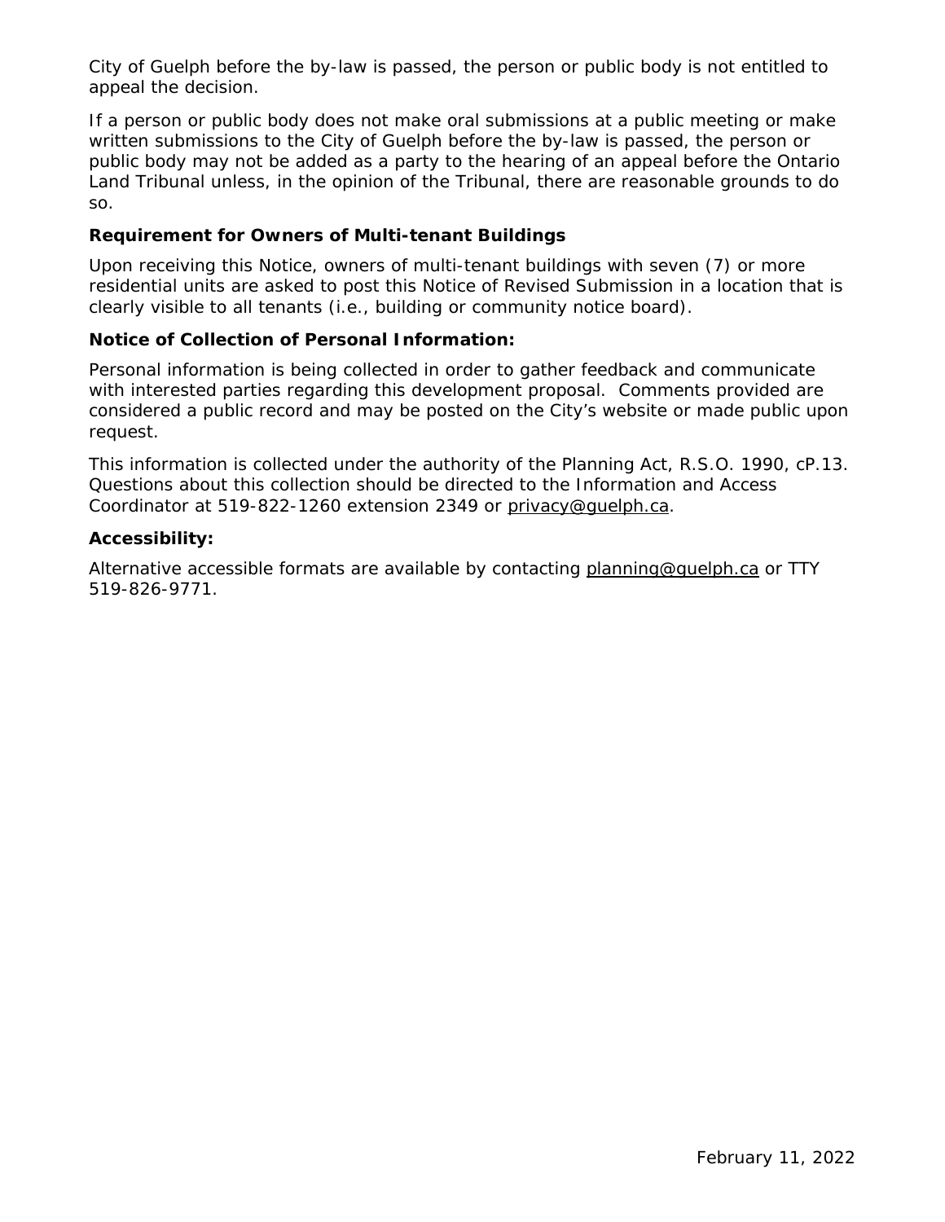City of Guelph before the by-law is passed, the person or public body is not entitled to appeal the decision.

If a person or public body does not make oral submissions at a public meeting or make written submissions to the City of Guelph before the by-law is passed, the person or public body may not be added as a party to the hearing of an appeal before the Ontario Land Tribunal unless, in the opinion of the Tribunal, there are reasonable grounds to do so.

**Requirement for Owners of Multi-tenant Buildings**

Upon receiving this Notice, owners of multi-tenant buildings with seven (7) or more residential units are asked to post this Notice of Revised Submission in a location that is clearly visible to all tenants (i.e., building or community notice board).

**Notice of Collection of Personal Information:**

Personal information is being collected in order to gather feedback and communicate with interested parties regarding this development proposal. Comments provided are considered a public record and may be posted on the City's website or made public upon request.

This information is collected under the authority of the Planning Act, R.S.O. 1990, cP.13. Questions about this collection should be directed to the Information and Access Coordinator at 519-822-1260 extension 2349 or privacy@guelph.ca.

**Accessibility:**

Alternative accessible formats are available by contacting planning@guelph.ca or TTY 519-826-9771.

February 11, 2022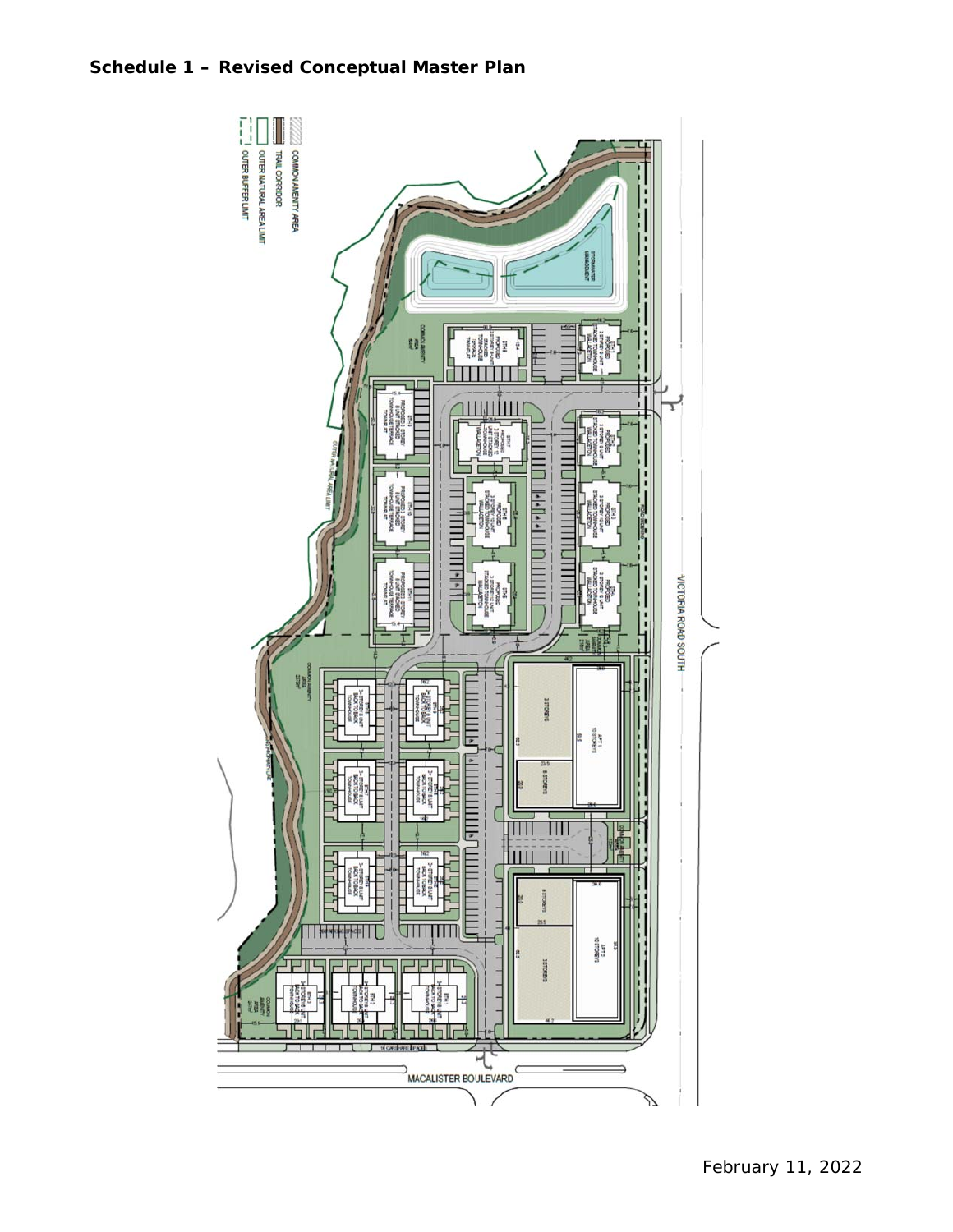**Schedule 1 – Revised Conceptual Master Plan**

COMMON AMENITY AREA

TRAIL CORRIDOR

OUTER NATURAL AREA LIMIT

OUTER BUFFER LIMIT

VICTORIA ROAD SOUTH

MACALISTER BOULEVARD

February 11, 2022